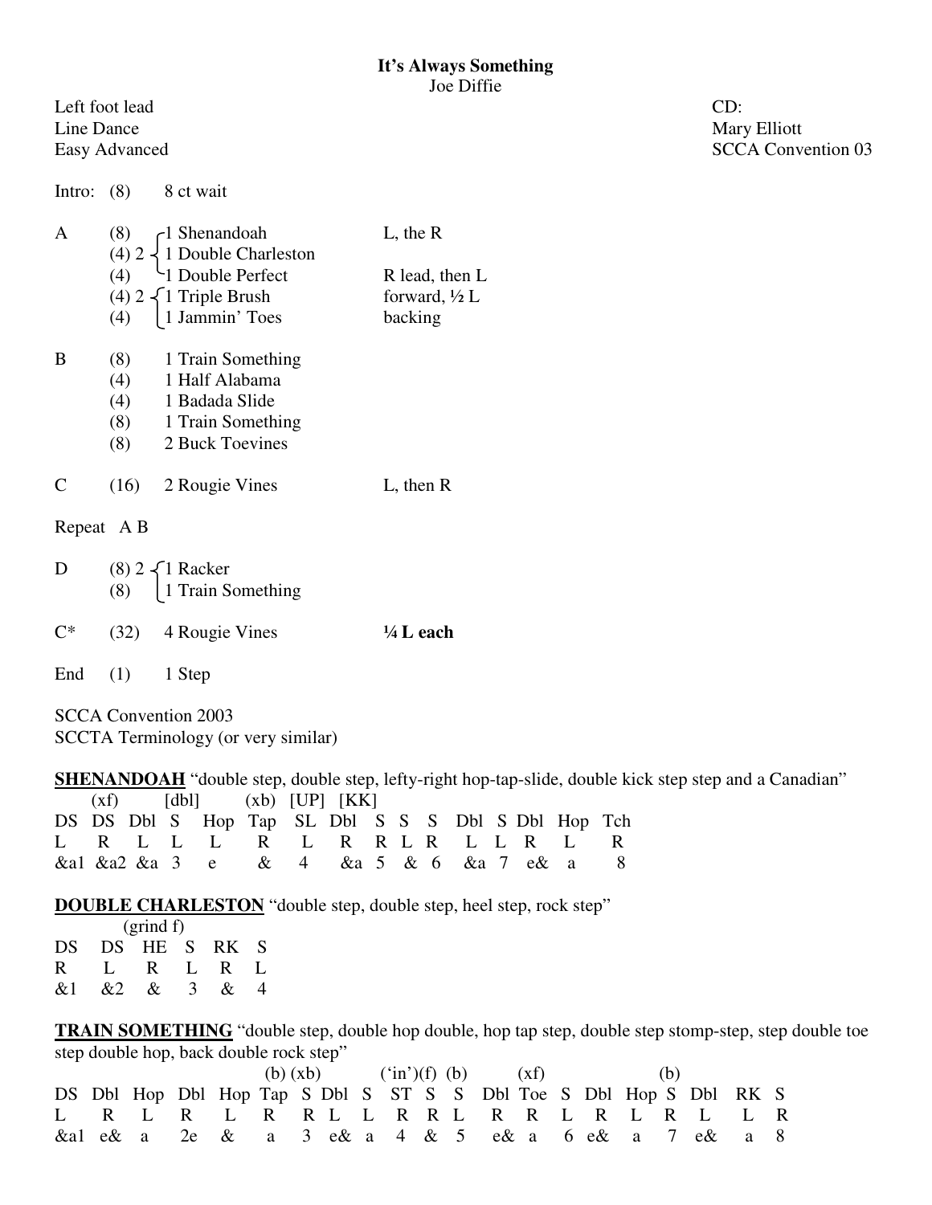**It's Always Something**
Joe Diffie

Left foot lead
Line Dance
Easy Advanced

CD:
Mary Elliott
SCCA Convention 03

| | | | |
|---|---|---|---|
| Intro: | (8) | 8 ct wait | |
| A | (8) | 1 Shenandoah | L, the R |
| | (4) 2 | 1 Double Charleston | |
| | (4) | 1 Double Perfect | R lead, then L |
| | (4) 2 | 1 Triple Brush | forward, ½ L |
| | (4) | 1 Jammin' Toes | backing |
| B | (8) | 1 Train Something | |
| | (4) | 1 Half Alabama | |
| | (4) | 1 Badada Slide | |
| | (8) | 1 Train Something | |
| | (8) | 2 Buck Toevines | |
| C | (16) | 2 Rougie Vines | L, then R |
| Repeat A B | | | |
| D | (8) 2 | 1 Racker | |
| | (8) | 1 Train Something | |
| C* | (32) | 4 Rougie Vines | **¼ L each** |
| End | (1) | 1 Step | |

SCCA Convention 2003
SCCTA Terminology (or very similar)

**SHENANDOAH** "double step, double step, lefty-right hop-tap-slide, double kick step step and a Canadian"

| | (xf) | | [dbl] | | (xb) | [UP] | [KK] | | | | | | | | |
|---|---|---|---|---|---|---|---|---|---|---|---|---|---|---|---|
| DS | DS | Dbl | S | Hop | Tap | SL | Dbl | S | S | S | Dbl | S | Dbl | Hop | Tch |
| L | R | L | L | L | R | L | R | R | L | R | L | L | R | L | R |
| &a1 | &a2 | &a | 3 | e | & | 4 | &a | 5 | & | 6 | &a | 7 | e& | a | 8 |

**DOUBLE CHARLESTON** "double step, double step, heel step, rock step"

| | (grind f) | | | | |
|---|---|---|---|---|---|
| DS | DS | HE | S | RK | S |
| R | L | R | L | R | L |
| &1 | &2 | & | 3 | & | 4 |

**TRAIN SOMETHING** "double step, double hop double, hop tap step, double step stomp-step, step double toe step double hop, back double rock step"

| | | | | | (b) | (xb) | | | ('in')(f) | (b) | | | (xf) | | | | (b) | | | |
|---|---|---|---|---|---|---|---|---|---|---|---|---|---|---|---|---|---|---|---|---|
| DS | Dbl | Hop | Dbl | Hop | Tap | S | Dbl | S | ST | S | S | Dbl | Toe | S | Dbl | Hop | S | Dbl | RK | S |
| L | R | L | R | L | R | R | L | L | R | R | L | R | R | L | R | L | R | L | L | R |
| &a1 | e& | a | 2e | & | a | 3 | e& | a | 4 | & | 5 | e& | a | 6 | e& | a | 7 | e& | a | 8 |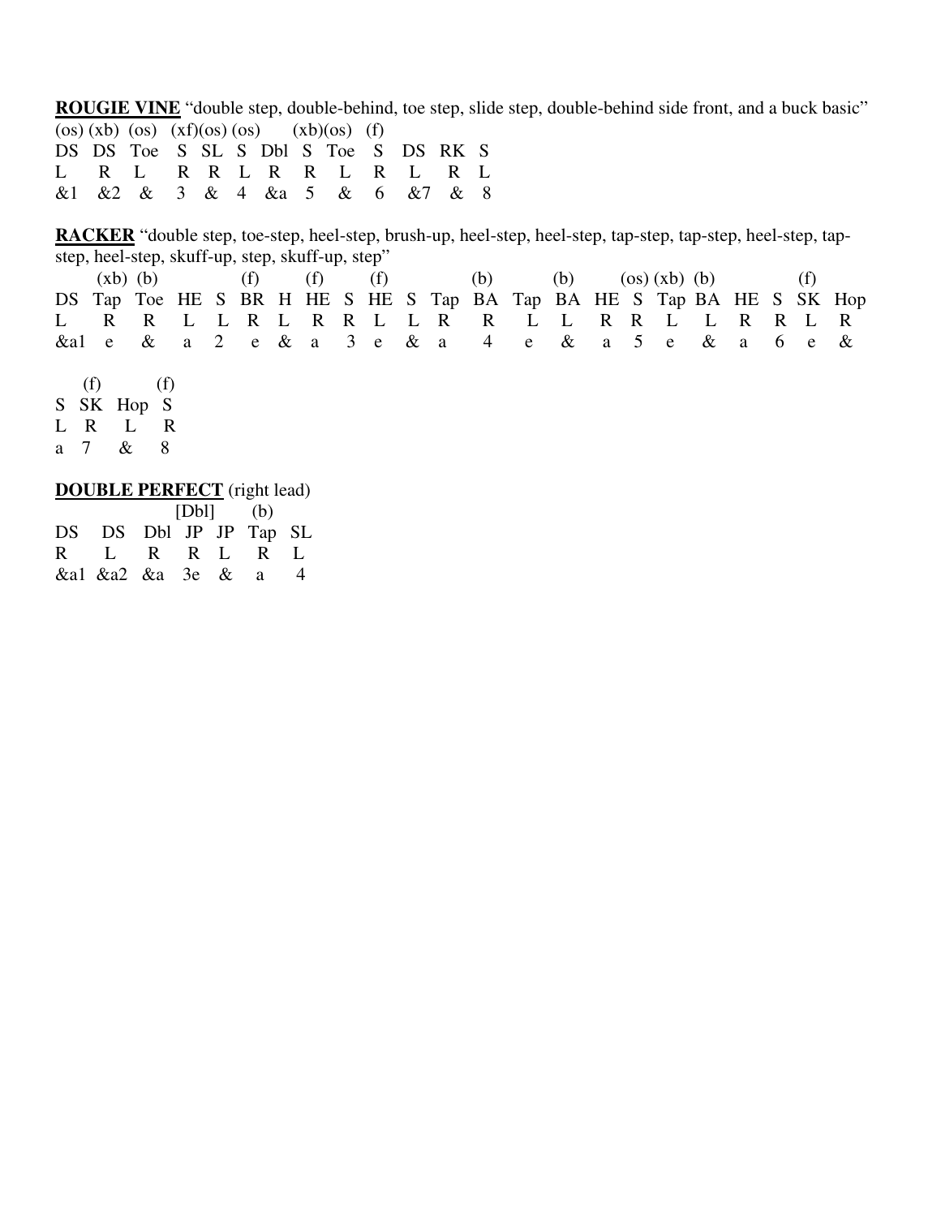**ROUGIE VINE** "double step, double-behind, toe step, slide step, double-behind side front, and a buck basic"

| | | | | | | | | | | | | |
|---|---|---|---|---|---|---|---|---|---|---|---|---|
| (os) | (xb) | (os) | (xf) | (os) | (os) | | (xb) | (os) | (f) | | | |
| DS | DS | Toe | S | SL | S | Dbl | S | Toe | S | DS | RK | S |
| L | R | L | R | R | L | R | R | L | R | L | R | L |
| &1 | &2 | & | 3 | & | 4 | &a | 5 | & | 6 | &7 | & | 8 |

**RACKER** "double step, toe-step, heel-step, brush-up, heel-step, heel-step, tap-step, tap-step, heel-step, tap-step, heel-step, skuff-up, step, skuff-up, step"

| | | | | | | | | | | | | | | | | | | | | | | |
|---|---|---|---|---|---|---|---|---|---|---|---|---|---|---|---|---|---|---|---|---|---|---|
| | (xb) | (b) | | | (f) | | (f) | | (f) | | | (b) | | (b) | | (os) | (xb) | (b) | | | (f) | |
| DS | Tap | Toe | HE | S | BR | H | HE | S | HE | S | Tap | BA | Tap | BA | HE | S | Tap | BA | HE | S | SK | Hop |
| L | R | R | L | L | R | L | R | R | L | L | R | R | L | L | R | R | L | L | R | R | L | R |
| &a1 | e | & | a | 2 | e | & | a | 3 | e | & | a | 4 | e | & | a | 5 | e | & | a | 6 | e | & |

| | | | |
|---|---|---|---|
| | (f) | | (f) |
| S | SK | Hop | S |
| L | R | L | R |
| a | 7 | & | 8 |

**DOUBLE PERFECT** (right lead)

| | | | | | | |
|---|---|---|---|---|---|---|
| | | | [Dbl] | | (b) | |
| DS | DS | Dbl | JP | JP | Tap | SL |
| R | L | R | R | L | R | L |
| &a1 | &a2 | &a | 3e | & | a | 4 |